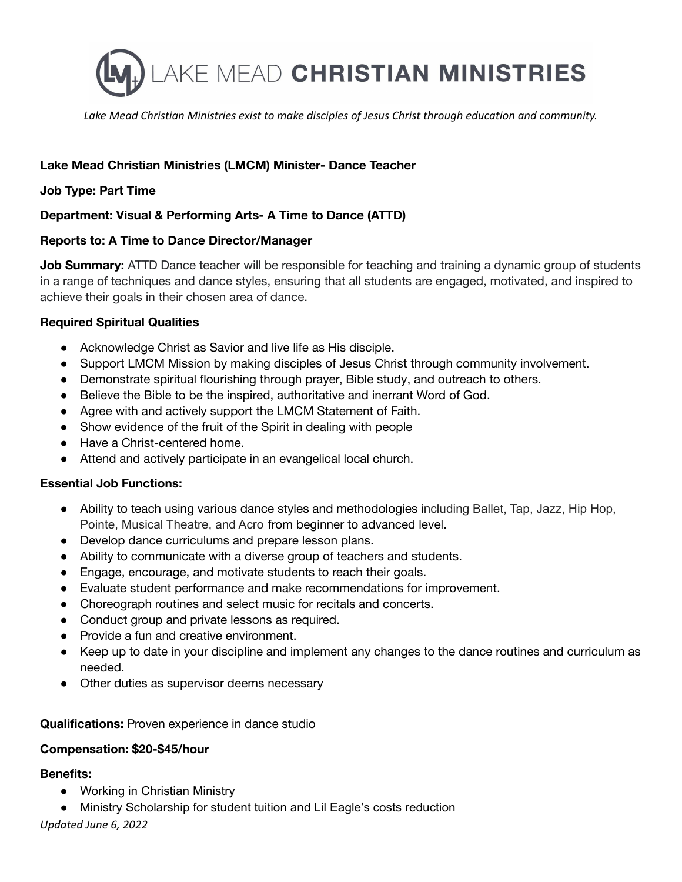# LAKE MEAD CHRISTIAN MINISTRIES

*Lake Mead Christian Ministries exist to make disciples of Jesus Christ through education and community.*

**Lake Mead Christian Ministries (LMCM) Minister- Dance Teacher**

**Job Type: Part Time**

**Department: Visual & Performing Arts- A Time to Dance (ATTD)**

**Reports to: A Time to Dance Director/Manager**

**Job Summary:** ATTD Dance teacher will be responsible for teaching and training a dynamic group of students in a range of techniques and dance styles, ensuring that all students are engaged, motivated, and inspired to achieve their goals in their chosen area of dance.

**Required Spiritual Qualities**

- Acknowledge Christ as Savior and live life as His disciple.
- Support LMCM Mission by making disciples of Jesus Christ through community involvement.
- Demonstrate spiritual flourishing through prayer, Bible study, and outreach to others.
- Believe the Bible to be the inspired, authoritative and inerrant Word of God.
- Agree with and actively support the LMCM Statement of Faith.
- Show evidence of the fruit of the Spirit in dealing with people
- Have a Christ-centered home.
- Attend and actively participate in an evangelical local church.

**Essential Job Functions:**

- Ability to teach using various dance styles and methodologies including Ballet, Tap, Jazz, Hip Hop, Pointe, Musical Theatre, and Acro from beginner to advanced level.
- Develop dance curriculums and prepare lesson plans.
- Ability to communicate with a diverse group of teachers and students.
- Engage, encourage, and motivate students to reach their goals.
- Evaluate student performance and make recommendations for improvement.
- Choreograph routines and select music for recitals and concerts.
- Conduct group and private lessons as required.
- Provide a fun and creative environment.
- Keep up to date in your discipline and implement any changes to the dance routines and curriculum as needed.
- Other duties as supervisor deems necessary

**Qualifications:** Proven experience in dance studio

**Compensation: $20-$45/hour**

**Benefits:**

- Working in Christian Ministry
- Ministry Scholarship for student tuition and Lil Eagle's costs reduction

*Updated June 6, 2022*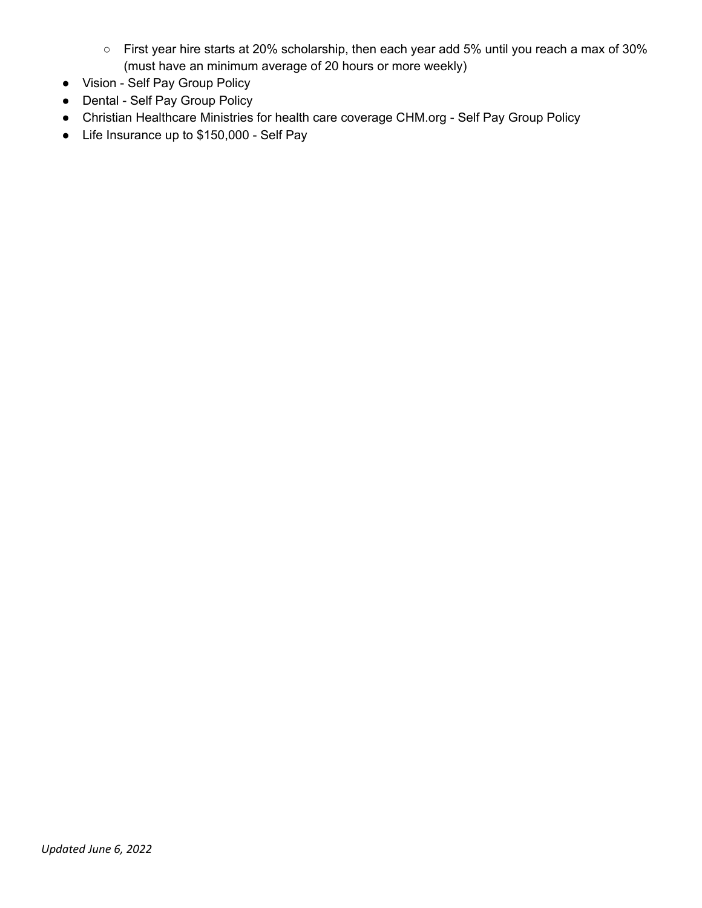- First year hire starts at 20% scholarship, then each year add 5% until you reach a max of 30% (must have an minimum average of 20 hours or more weekly)
- Vision - Self Pay Group Policy
- Dental - Self Pay Group Policy
- Christian Healthcare Ministries for health care coverage CHM.org - Self Pay Group Policy
- Life Insurance up to $150,000 - Self Pay

*Updated June 6, 2022*